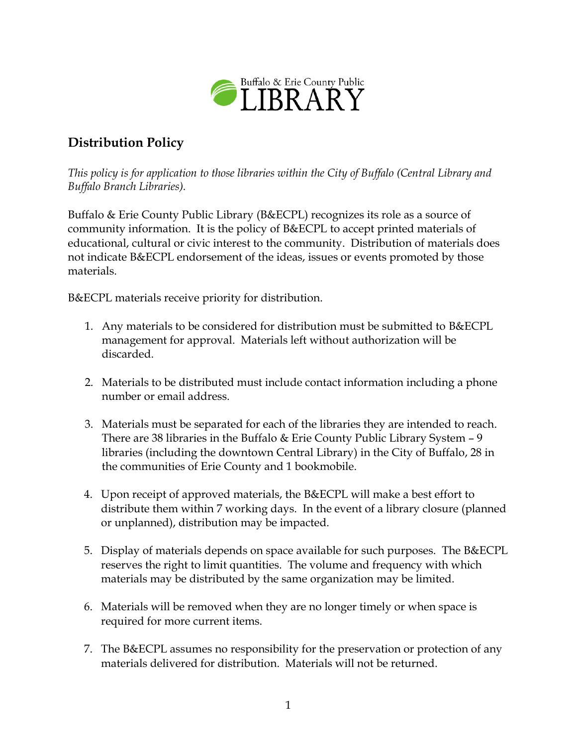Buffalo & Erie County Public

LIBRARY

## Distribution Policy

*This policy is for application to those libraries within the City of Buffalo (Central Library and Buffalo Branch Libraries).*

Buffalo & Erie County Public Library (B&ECPL) recognizes its role as a source of community information. It is the policy of B&ECPL to accept printed materials of educational, cultural or civic interest to the community. Distribution of materials does not indicate B&ECPL endorsement of the ideas, issues or events promoted by those materials.

B&ECPL materials receive priority for distribution.

1. Any materials to be considered for distribution must be submitted to B&ECPL management for approval. Materials left without authorization will be discarded.

2. Materials to be distributed must include contact information including a phone number or email address.

3. Materials must be separated for each of the libraries they are intended to reach. There are 38 libraries in the Buffalo & Erie County Public Library System – 9 libraries (including the downtown Central Library) in the City of Buffalo, 28 in the communities of Erie County and 1 bookmobile.

4. Upon receipt of approved materials, the B&ECPL will make a best effort to distribute them within 7 working days. In the event of a library closure (planned or unplanned), distribution may be impacted.

5. Display of materials depends on space available for such purposes. The B&ECPL reserves the right to limit quantities. The volume and frequency with which materials may be distributed by the same organization may be limited.

6. Materials will be removed when they are no longer timely or when space is required for more current items.

7. The B&ECPL assumes no responsibility for the preservation or protection of any materials delivered for distribution. Materials will not be returned.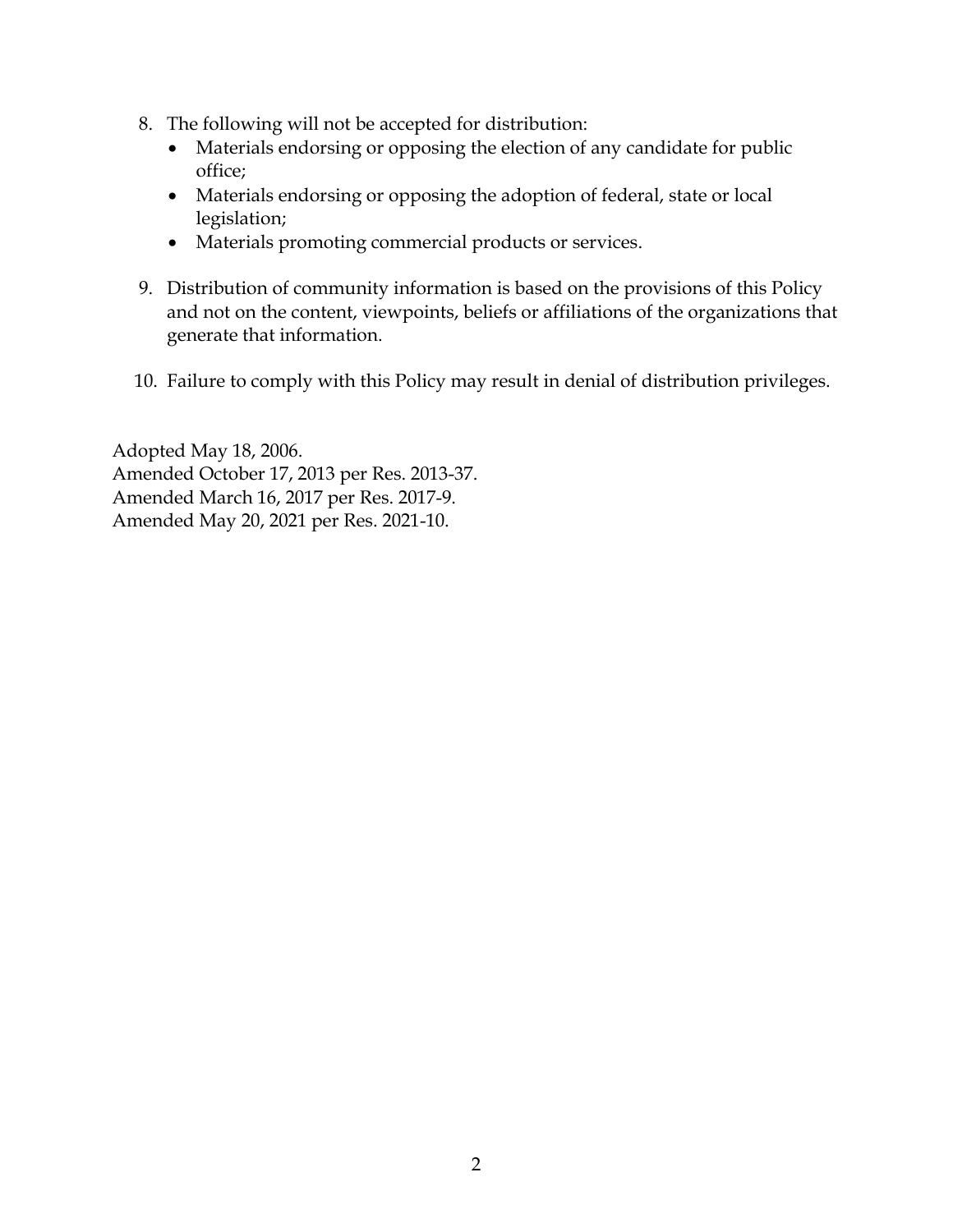8. The following will not be accepted for distribution:
   - Materials endorsing or opposing the election of any candidate for public office;
   - Materials endorsing or opposing the adoption of federal, state or local legislation;
   - Materials promoting commercial products or services.

9. Distribution of community information is based on the provisions of this Policy and not on the content, viewpoints, beliefs or affiliations of the organizations that generate that information.

10. Failure to comply with this Policy may result in denial of distribution privileges.

Adopted May 18, 2006.
Amended October 17, 2013 per Res. 2013-37.
Amended March 16, 2017 per Res. 2017-9.
Amended May 20, 2021 per Res. 2021-10.